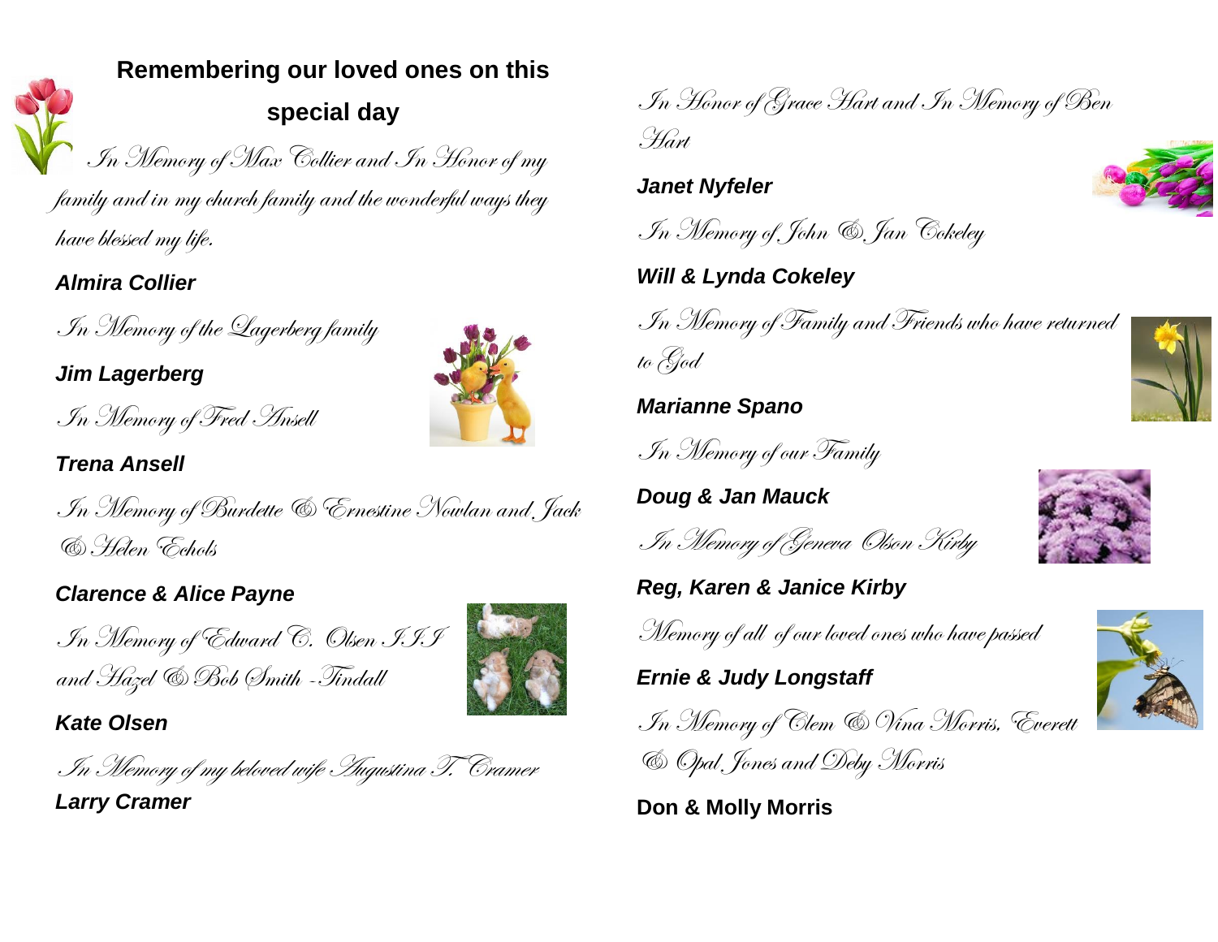**Remembering our loved ones on this special day**

*In Memory of Max Collier and In Honor of my family and in my church family and the wonderful ways they have blessed my life.*

***Almira Collier***

*In Memory of the Lagerberg family*

***Jim Lagerberg***

*In Memory of Fred Ansell*

***Trena Ansell***

*In Memory of Burdette & Ernestine Nowlan and Jack & Helen Echols*

***Clarence & Alice Payne***

*In Memory of Edward C. Olsen III and Hazel & Bob Smith -Tindall*

***Kate Olsen***

*In Memory of my beloved wife Augustina T. Cramer*

***Larry Cramer***

*In Honor of Grace Hart and In Memory of Ben Hart*

***Janet Nyfeler***

*In Memory of John & Jan Cokeley*

***Will & Lynda Cokeley***

*In Memory of Family and Friends who have returned to God*

***Marianne Spano***

*In Memory of our Family*

***Doug & Jan Mauck***

*In Memory of Geneva Olson Kirby*

***Reg, Karen & Janice Kirby***

*Memory of all of our loved ones who have passed*

***Ernie & Judy Longstaff***

*In Memory of Clem & Vina Morris, Everett & Opal Jones and Deby Morris*

**Don & Molly Morris**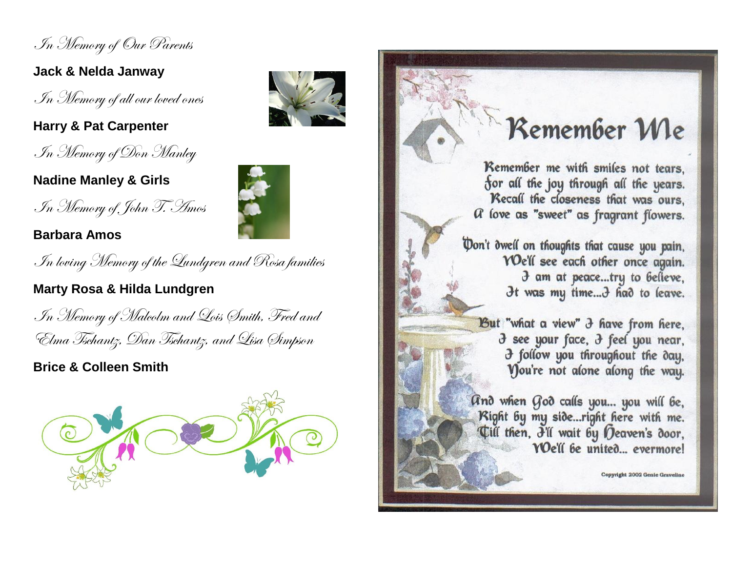*In Memory of Our Parents*

**Jack & Nelda Janway**

*In Memory of all our loved ones*

**Harry & Pat Carpenter**

*In Memory of Don Manley*

**Nadine Manley & Girls**

*In Memory of John T. Amos*

**Barbara Amos**

*In loving Memory of the Lundgren and Rosa families*

**Marty Rosa & Hilda Lundgren**

*In Memory of Malcolm and Lois Smith, Fred and Elma Tschantz, Dan Tschantz, and Lisa Simpson*

**Brice & Colleen Smith**

# Remember Me

Remember me with smiles not tears,
For all the joy through all the years.
Recall the closeness that was ours,
A love as "sweet" as fragrant flowers.

Don't dwell on thoughts that cause you pain,
We'll see each other once again.
I am at peace...try to believe,
It was my time...I had to leave.

But "what a view" I have from here,
I see your face, I feel you near,
I follow you throughout the day,
You're not alone along the way.

And when God calls you... you will be,
Right by my side...right here with me.
Till then, I'll wait by Heaven's door,
We'll be united... evermore!

Copyright 2002 Genie Graveline